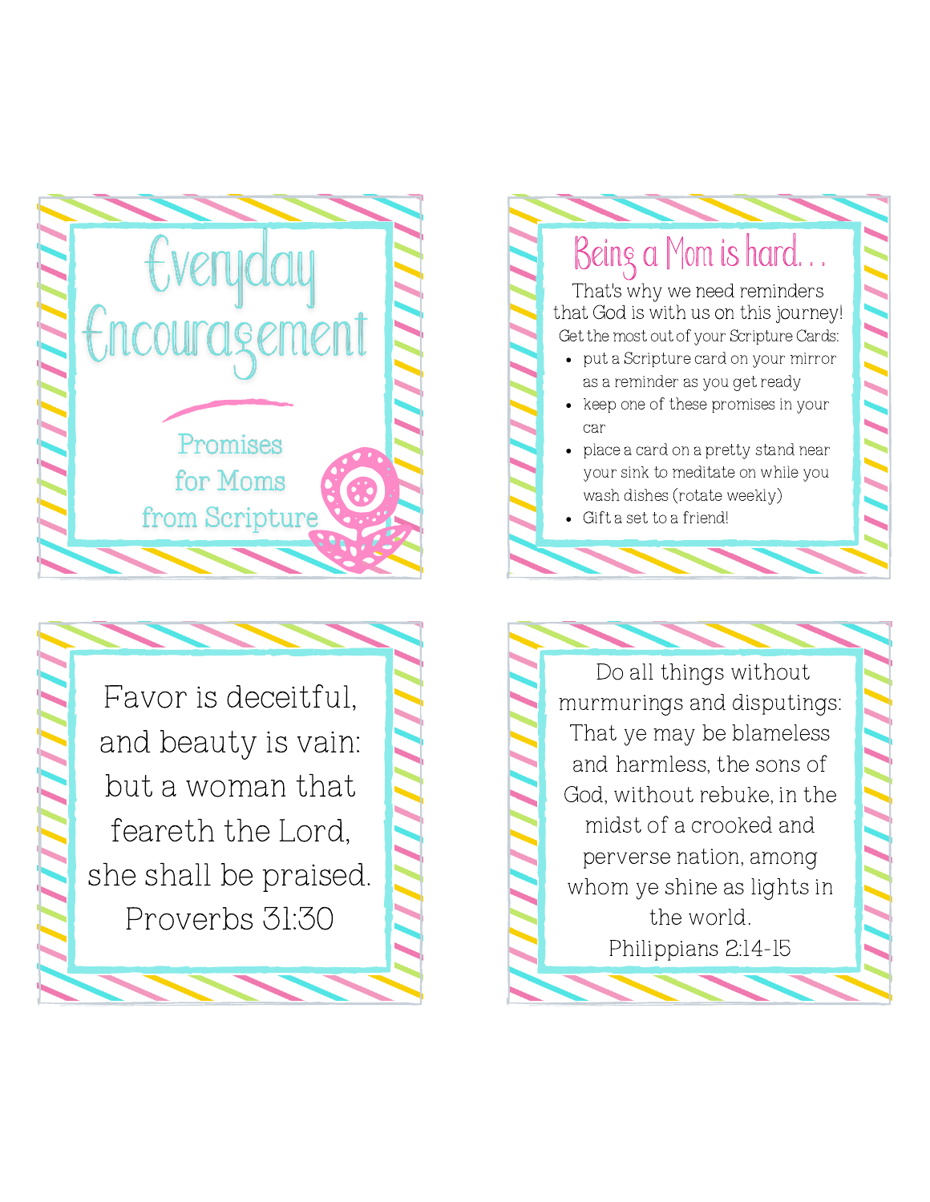# Everyday Encouragement

Promises for Moms from Scripture

## Being a Mom is hard. . .

That's why we need reminders that God is with us on this journey!

Get the most out of your Scripture Cards:

- put a Scripture card on your mirror as a reminder as you get ready
- keep one of these promises in your car
- place a card on a pretty stand near your sink to meditate on while you wash dishes (rotate weekly)
- Gift a set to a friend!

Favor is deceitful, and beauty is vain: but a woman that feareth the Lord, she shall be praised.
Proverbs 31:30

Do all things without murmurings and disputings: That ye may be blameless and harmless, the sons of God, without rebuke, in the midst of a crooked and perverse nation, among whom ye shine as lights in the world.
Philippians 2:14-15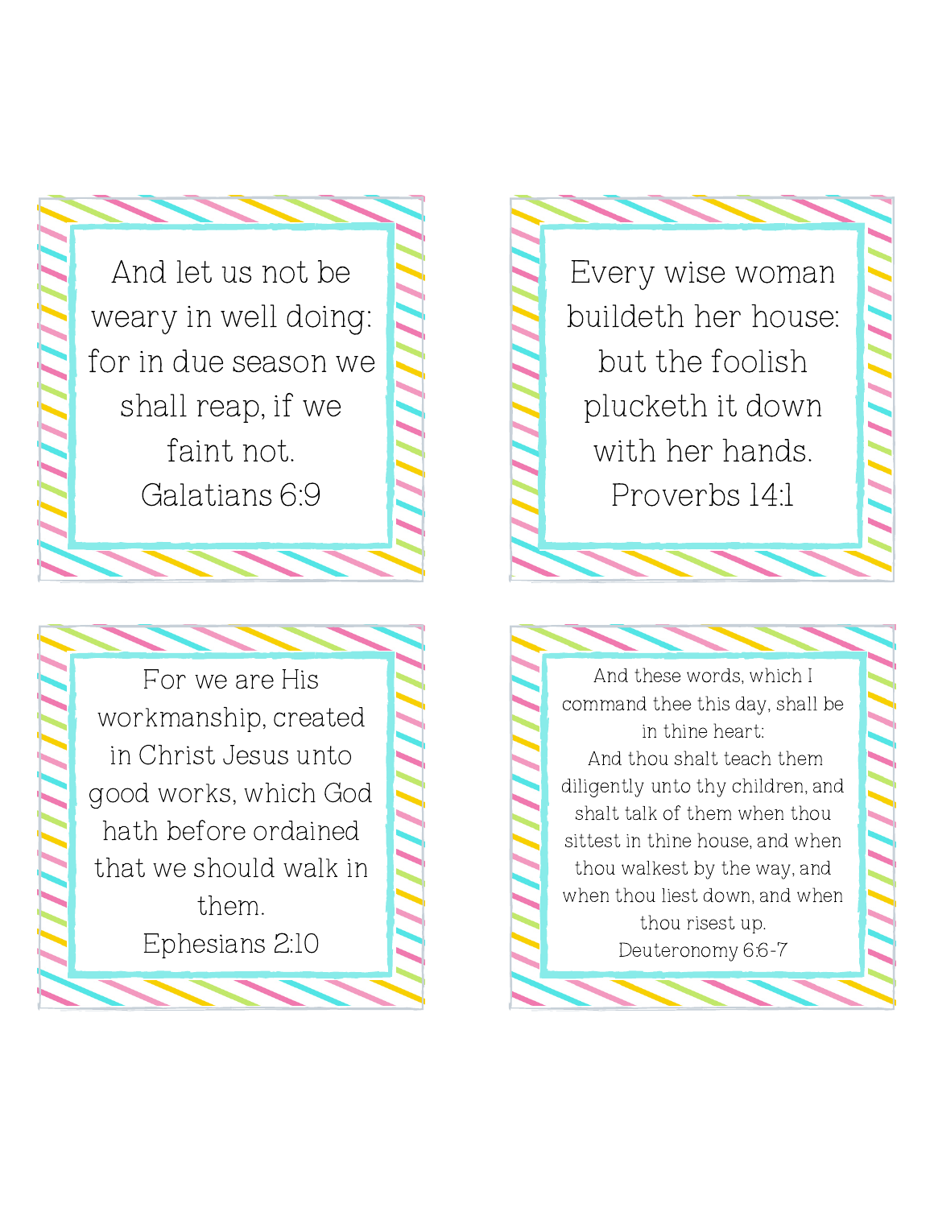And let us not be weary in well doing: for in due season we shall reap, if we faint not.
Galatians 6:9

Every wise woman buildeth her house: but the foolish plucketh it down with her hands.
Proverbs 14:1

For we are His workmanship, created in Christ Jesus unto good works, which God hath before ordained that we should walk in them.
Ephesians 2:10

And these words, which I command thee this day, shall be in thine heart:
And thou shalt teach them diligently unto thy children, and shalt talk of them when thou sittest in thine house, and when thou walkest by the way, and when thou liest down, and when thou risest up.
Deuteronomy 6:6-7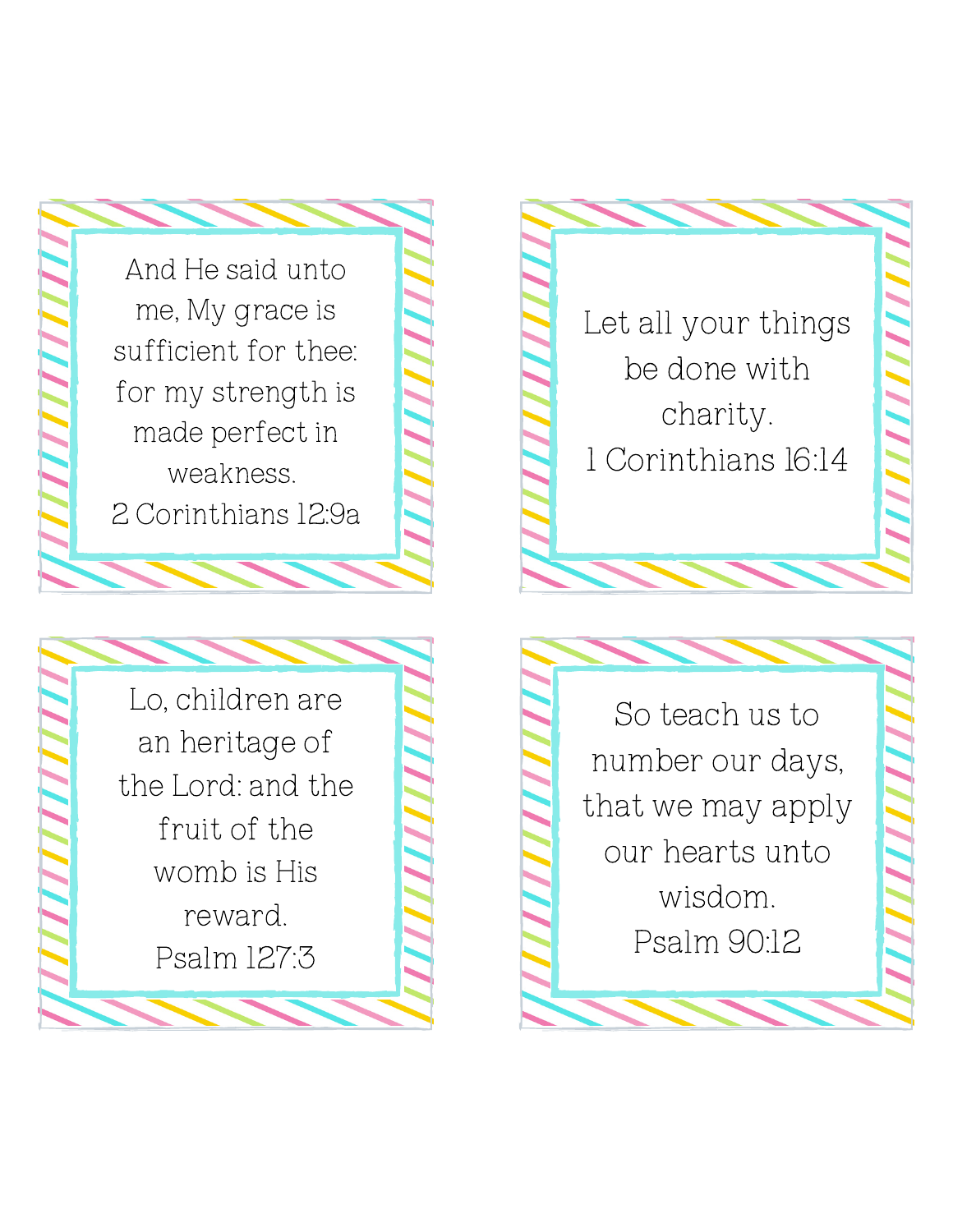And He said unto me, My grace is sufficient for thee: for my strength is made perfect in weakness.
2 Corinthians 12:9a

Let all your things be done with charity.
1 Corinthians 16:14

Lo, children are an heritage of the Lord: and the fruit of the womb is His reward.
Psalm 127:3

So teach us to number our days, that we may apply our hearts unto wisdom.
Psalm 90:12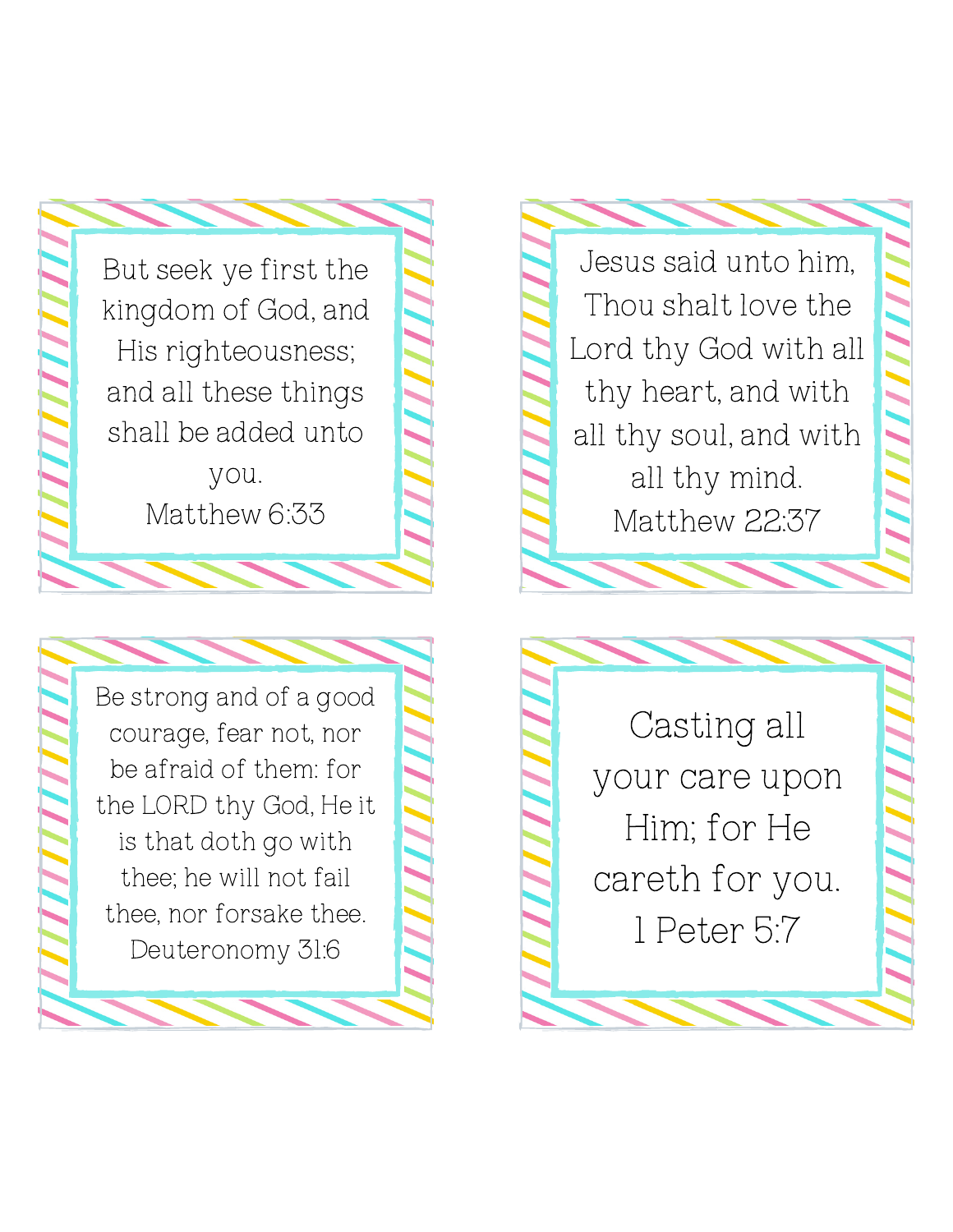But seek ye first the kingdom of God, and His righteousness; and all these things shall be added unto you.
Matthew 6:33

Jesus said unto him, Thou shalt love the Lord thy God with all thy heart, and with all thy soul, and with all thy mind.
Matthew 22:37

Be strong and of a good courage, fear not, nor be afraid of them: for the LORD thy God, He it is that doth go with thee; he will not fail thee, nor forsake thee.
Deuteronomy 31:6

Casting all your care upon Him; for He careth for you.
1 Peter 5:7